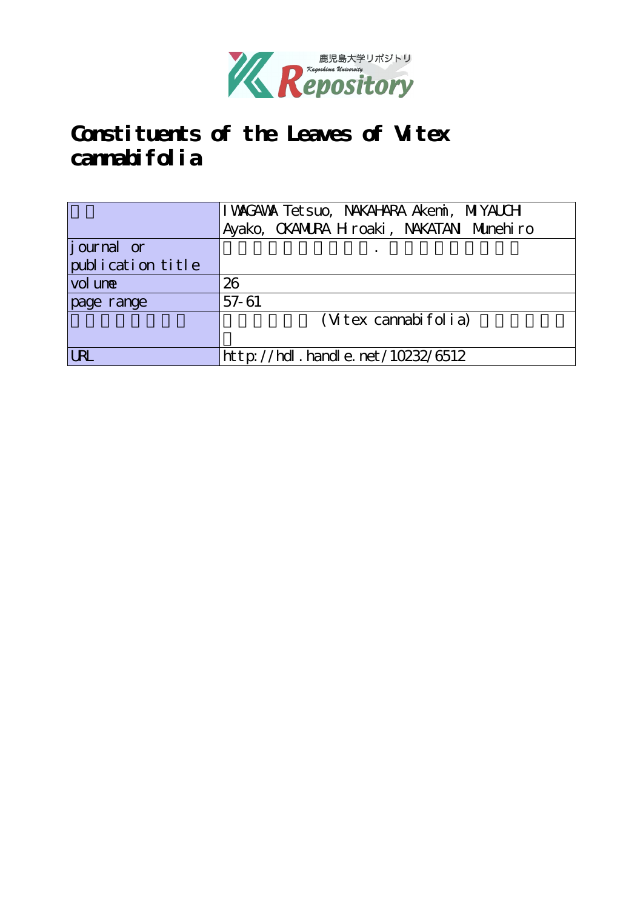# Constituents of the Leaves of Vitex cannabifolia

| | |
|---|---|
| 著者 | IWAGAWA Tetsuo, NAKAHARA Akemi, MIYAUCHI Ayako, OKAMURA Hiroaki, NAKATANI Munehiro |
| journal or publication title | 鹿児島大学理学部紀要．数学・物理学・化学 |
| volume | 26 |
| page range | 57-61 |
| 別言語のタイトル | ニンジンボク (Vitex cannabifolia) の葉の成分 |
| URL | http://hdl.handle.net/10232/6512 |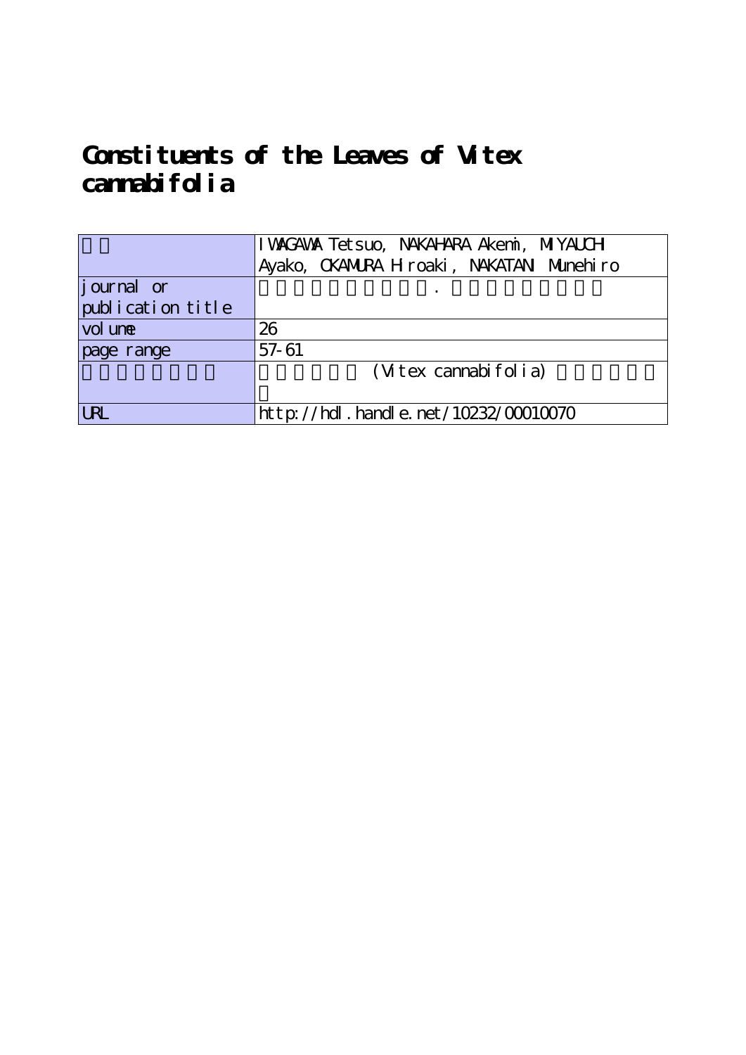# Constituents of the Leaves of Vitex cannabifolia

| | |
|---|---|
| | IWAGAWA Tetsuo, NAKAHARA Akemi, MIYAUCHI Ayako, OKAMURA Hiroaki, NAKATANI Munehiro |
| journal or publication title | . |
| volume | 26 |
| page range | 57-61 |
| | (Vitex cannabifolia) |
| URL | http://hdl.handle.net/10232/00010070 |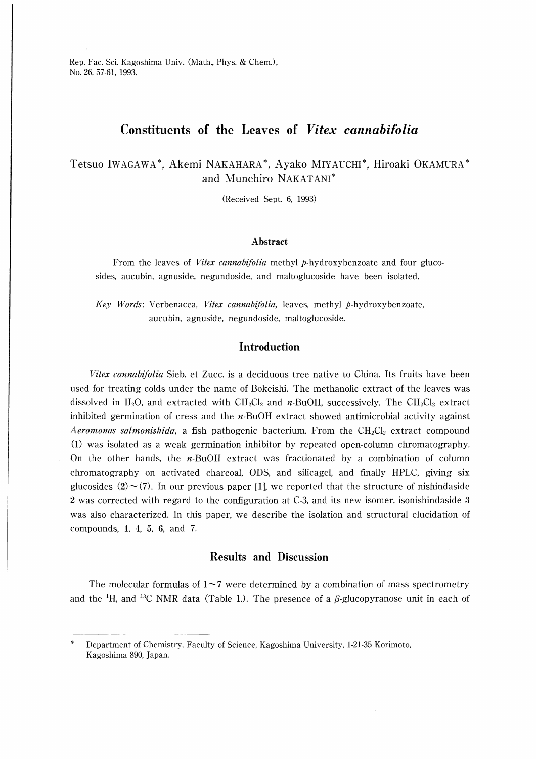Rep. Fac. Sci. Kagoshima Univ. (Math., Phys. & Chem.), No. 26, 57-61, 1993.

# Constituents of the Leaves of *Vitex cannabifolia*

Tetsuo IWAGAWA*, Akemi NAKAHARA*, Ayako MIYAUCHI*, Hiroaki OKAMURA* and Munehiro NAKATANI*

(Received Sept. 6, 1993)

## Abstract

From the leaves of *Vitex cannabifolia* methyl *p*-hydroxybenzoate and four glucosides, aucubin, agnuside, negundoside, and maltoglucoside have been isolated.

*Key Words*: Verbenacea, *Vitex cannabifolia*, leaves, methyl *p*-hydroxybenzoate, aucubin, agnuside, negundoside, maltoglucoside.

## Introduction

*Vitex cannabifolia* Sieb. et Zucc. is a deciduous tree native to China. Its fruits have been used for treating colds under the name of Bokeishi. The methanolic extract of the leaves was dissolved in $H_2O$, and extracted with $CH_2Cl_2$ and *n*-BuOH, successively. The $CH_2Cl_2$ extract inhibited germination of cress and the *n*-BuOH extract showed antimicrobial activity against *Aeromonas salmonishida*, a fish pathogenic bacterium. From the $CH_2Cl_2$ extract compound (1) was isolated as a weak germination inhibitor by repeated open-column chromatography. On the other hands, the *n*-BuOH extract was fractionated by a combination of column chromatography on activated charcoal, ODS, and silicagel, and finally HPLC, giving six glucosides (2)～(7). In our previous paper [1], we reported that the structure of nishindaside 2 was corrected with regard to the configuration at C-3, and its new isomer, isonishindaside 3 was also characterized. In this paper, we describe the isolation and structural elucidation of compounds, 1, 4, 5, 6, and 7.

## Results and Discussion

The molecular formulas of 1～7 were determined by a combination of mass spectrometry and the $^{1}$H, and $^{13}$C NMR data (Table 1.). The presence of a $\beta$-glucopyranose unit in each of

---

\* Department of Chemistry, Faculty of Science, Kagoshima University, 1-21-35 Korimoto, Kagoshima 890, Japan.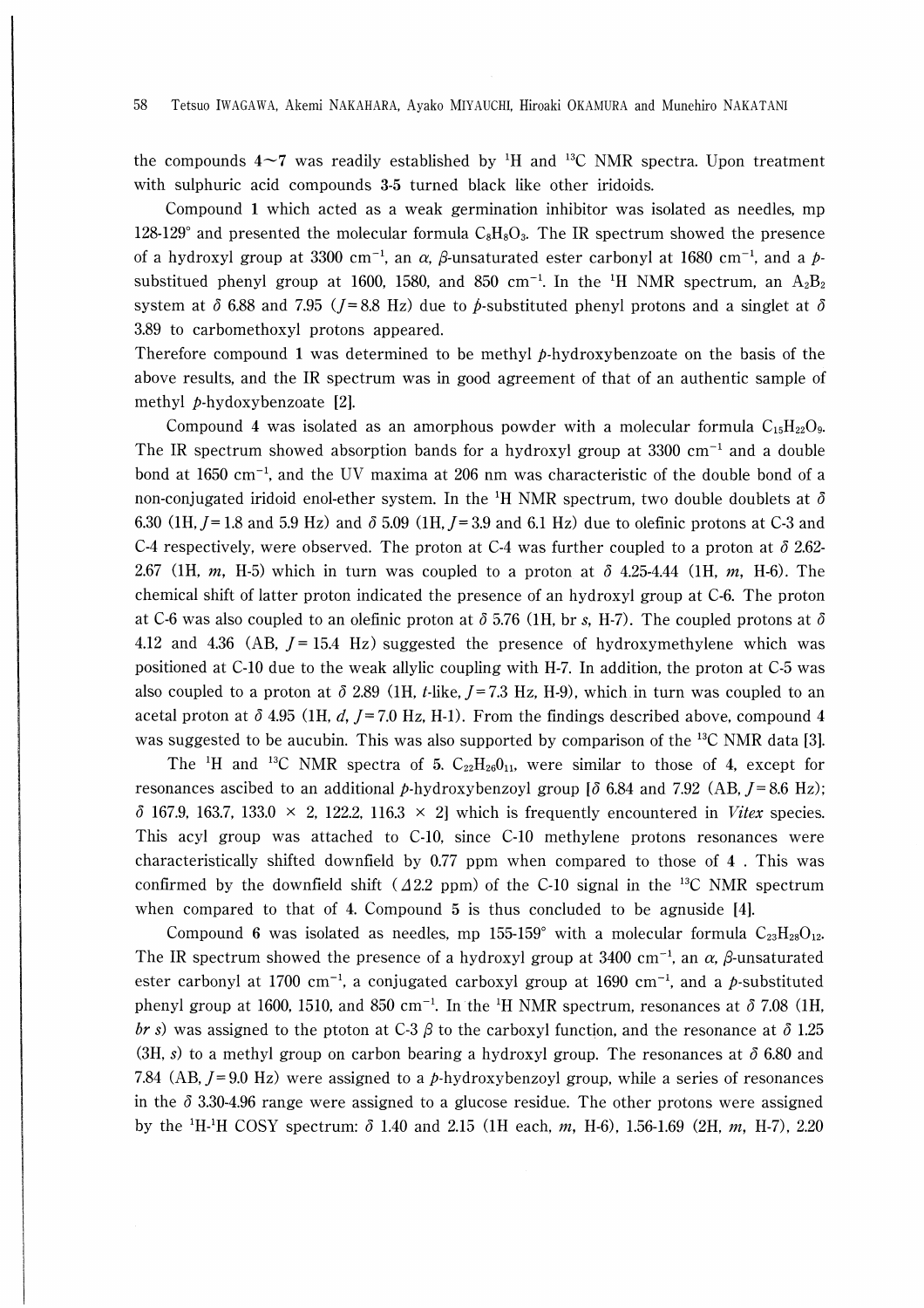the compounds **4**~**7** was readily established by $^{1}$H and $^{13}$C NMR spectra. Upon treatment with sulphuric acid compounds **3**-**5** turned black like other iridoids.

Compound **1** which acted as a weak germination inhibitor was isolated as needles, mp 128-129° and presented the molecular formula $C_8H_8O_3$. The IR spectrum showed the presence of a hydroxyl group at 3300 cm$^{-1}$, an $\alpha$, $\beta$-unsaturated ester carbonyl at 1680 cm$^{-1}$, and a *p*-substitued phenyl group at 1600, 1580, and 850 cm$^{-1}$. In the $^{1}$H NMR spectrum, an $A_2B_2$ system at $\delta$ 6.88 and 7.95 ($J$ = 8.8 Hz) due to *p*-substituted phenyl protons and a singlet at $\delta$ 3.89 to carbomethoxyl protons appeared.

Therefore compound **1** was determined to be methyl *p*-hydroxybenzoate on the basis of the above results, and the IR spectrum was in good agreement of that of an authentic sample of methyl *p*-hydoxybenzoate [2].

Compound **4** was isolated as an amorphous powder with a molecular formula $C_{15}H_{22}O_9$. The IR spectrum showed absorption bands for a hydroxyl group at 3300 cm$^{-1}$ and a double bond at 1650 cm$^{-1}$, and the UV maxima at 206 nm was characteristic of the double bond of a non-conjugated iridoid enol-ether system. In the $^{1}$H NMR spectrum, two double doublets at $\delta$ 6.30 (1H, $J$ = 1.8 and 5.9 Hz) and $\delta$ 5.09 (1H, $J$ = 3.9 and 6.1 Hz) due to olefinic protons at C-3 and C-4 respectively, were observed. The proton at C-4 was further coupled to a proton at $\delta$ 2.62-2.67 (1H, *m*, H-5) which in turn was coupled to a proton at $\delta$ 4.25-4.44 (1H, *m*, H-6). The chemical shift of latter proton indicated the presence of an hydroxyl group at C-6. The proton at C-6 was also coupled to an olefinic proton at $\delta$ 5.76 (1H, br *s*, H-7). The coupled protons at $\delta$ 4.12 and 4.36 (AB, $J$ = 15.4 Hz) suggested the presence of hydroxymethylene which was positioned at C-10 due to the weak allylic coupling with H-7. In addition, the proton at C-5 was also coupled to a proton at $\delta$ 2.89 (1H, *t*-like, $J$ = 7.3 Hz, H-9), which in turn was coupled to an acetal proton at $\delta$ 4.95 (1H, *d*, $J$ = 7.0 Hz, H-1). From the findings described above, compound **4** was suggested to be aucubin. This was also supported by comparison of the $^{13}$C NMR data [3].

The $^{1}$H and $^{13}$C NMR spectra of **5**. $C_{22}H_{26}O_{11}$, were similar to those of **4**, except for resonances ascibed to an additional *p*-hydroxybenzoyl group [$\delta$ 6.84 and 7.92 (AB, $J$ = 8.6 Hz); $\delta$ 167.9, 163.7, 133.0 × 2, 122.2, 116.3 × 2] which is frequently encountered in *Vitex* species. This acyl group was attached to C-10, since C-10 methylene protons resonances were characteristically shifted downfield by 0.77 ppm when compared to those of **4** . This was confirmed by the downfield shift ($\Delta$2.2 ppm) of the C-10 signal in the $^{13}$C NMR spectrum when compared to that of **4**. Compound **5** is thus concluded to be agnuside [4].

Compound **6** was isolated as needles, mp 155-159° with a molecular formula $C_{23}H_{28}O_{12}$. The IR spectrum showed the presence of a hydroxyl group at 3400 cm$^{-1}$, an $\alpha$, $\beta$-unsaturated ester carbonyl at 1700 cm$^{-1}$, a conjugated carboxyl group at 1690 cm$^{-1}$, and a *p*-substituted phenyl group at 1600, 1510, and 850 cm$^{-1}$. In the $^{1}$H NMR spectrum, resonances at $\delta$ 7.08 (1H, *br s*) was assigned to the ptoton at C-3 $\beta$ to the carboxyl function, and the resonance at $\delta$ 1.25 (3H, *s*) to a methyl group on carbon bearing a hydroxyl group. The resonances at $\delta$ 6.80 and 7.84 (AB, $J$ = 9.0 Hz) were assigned to a *p*-hydroxybenzoyl group, while a series of resonances in the $\delta$ 3.30-4.96 range were assigned to a glucose residue. The other protons were assigned by the $^{1}$H-$^{1}$H COSY spectrum: $\delta$ 1.40 and 2.15 (1H each, *m*, H-6), 1.56-1.69 (2H, *m*, H-7), 2.20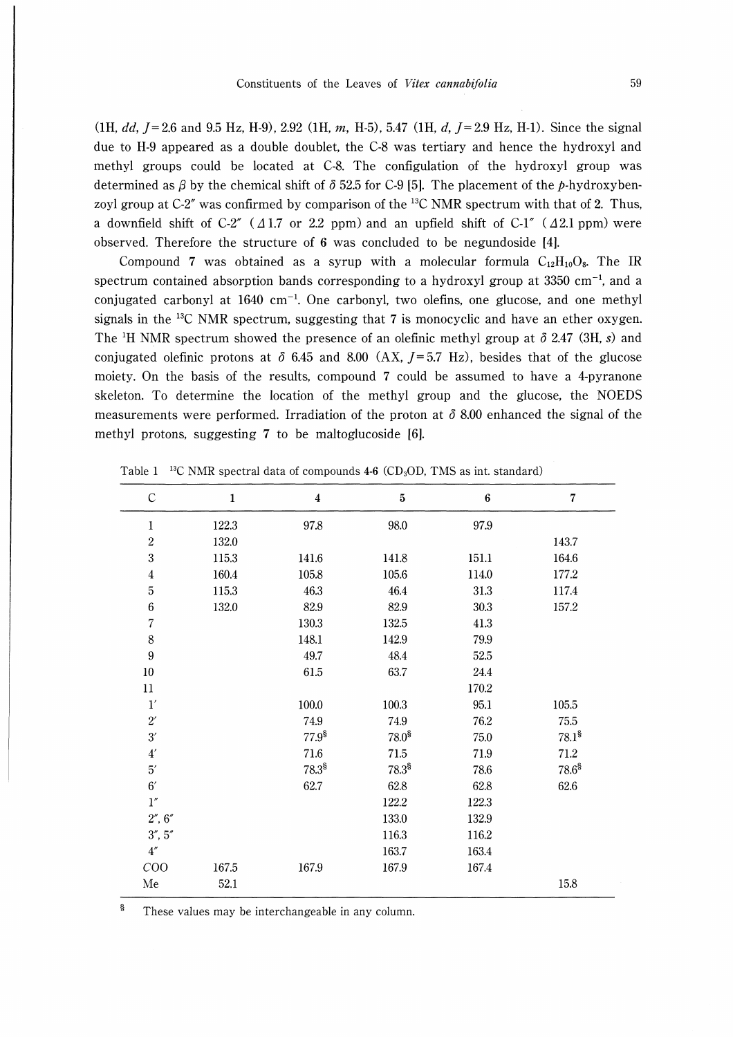(1H, *dd*, *J* = 2.6 and 9.5 Hz, H-9), 2.92 (1H, *m*, H-5), 5.47 (1H, *d*, *J* = 2.9 Hz, H-1). Since the signal due to H-9 appeared as a double doublet, the C-8 was tertiary and hence the hydroxyl and methyl groups could be located at C-8. The configulation of the hydroxyl group was determined as $\beta$ by the chemical shift of $\delta$ 52.5 for C-9 [5]. The placement of the *p*-hydroxybenzoyl group at C-2″ was confirmed by comparison of the $^{13}C$ NMR spectrum with that of **2**. Thus, a downfield shift of C-2″ ($\Delta$1.7 or 2.2 ppm) and an upfield shift of C-1″ ($\Delta$2.1 ppm) were observed. Therefore the structure of **6** was concluded to be negundoside [4].

Compound **7** was obtained as a syrup with a molecular formula $C_{12}H_{10}O_8$. The IR spectrum contained absorption bands corresponding to a hydroxyl group at 3350 $cm^{-1}$, and a conjugated carbonyl at 1640 $cm^{-1}$. One carbonyl, two olefins, one glucose, and one methyl signals in the $^{13}C$ NMR spectrum, suggesting that **7** is monocyclic and have an ether oxygen. The $^{1}H$ NMR spectrum showed the presence of an olefinic methyl group at $\delta$ 2.47 (3H, *s*) and conjugated olefinic protons at $\delta$ 6.45 and 8.00 (AX, *J* = 5.7 Hz), besides that of the glucose moiety. On the basis of the results, compound **7** could be assumed to have a 4-pyranone skeleton. To determine the location of the methyl group and the glucose, the NOEDS measurements were performed. Irradiation of the proton at $\delta$ 8.00 enhanced the signal of the methyl protons, suggesting **7** to be maltoglucoside [6].

Table 1 $^{13}C$ NMR spectral data of compounds **4**-**6** ($CD_3OD$, TMS as int. standard)

| C | **1** | **4** | **5** | **6** | **7** |
|---|---|---|---|---|---|
| 1 | 122.3 | 97.8 | 98.0 | 97.9 | |
| 2 | 132.0 | | | | 143.7 |
| 3 | 115.3 | 141.6 | 141.8 | 151.1 | 164.6 |
| 4 | 160.4 | 105.8 | 105.6 | 114.0 | 177.2 |
| 5 | 115.3 | 46.3 | 46.4 | 31.3 | 117.4 |
| 6 | 132.0 | 82.9 | 82.9 | 30.3 | 157.2 |
| 7 | | 130.3 | 132.5 | 41.3 | |
| 8 | | 148.1 | 142.9 | 79.9 | |
| 9 | | 49.7 | 48.4 | 52.5 | |
| 10 | | 61.5 | 63.7 | 24.4 | |
| 11 | | | | 170.2 | |
| 1′ | | 100.0 | 100.3 | 95.1 | 105.5 |
| 2′ | | 74.9 | 74.9 | 76.2 | 75.5 |
| 3′ | | 77.9§ | 78.0§ | 75.0 | 78.1§ |
| 4′ | | 71.6 | 71.5 | 71.9 | 71.2 |
| 5′ | | 78.3§ | 78.3§ | 78.6 | 78.6§ |
| 6′ | | 62.7 | 62.8 | 62.8 | 62.6 |
| 1″ | | | 122.2 | 122.3 | |
| 2″, 6″ | | | 133.0 | 132.9 | |
| 3″, 5″ | | | 116.3 | 116.2 | |
| 4″ | | | 163.7 | 163.4 | |
| *C*OO | 167.5 | 167.9 | 167.9 | 167.4 | |
| Me | 52.1 | | | | 15.8 |

§ These values may be interchangeable in any column.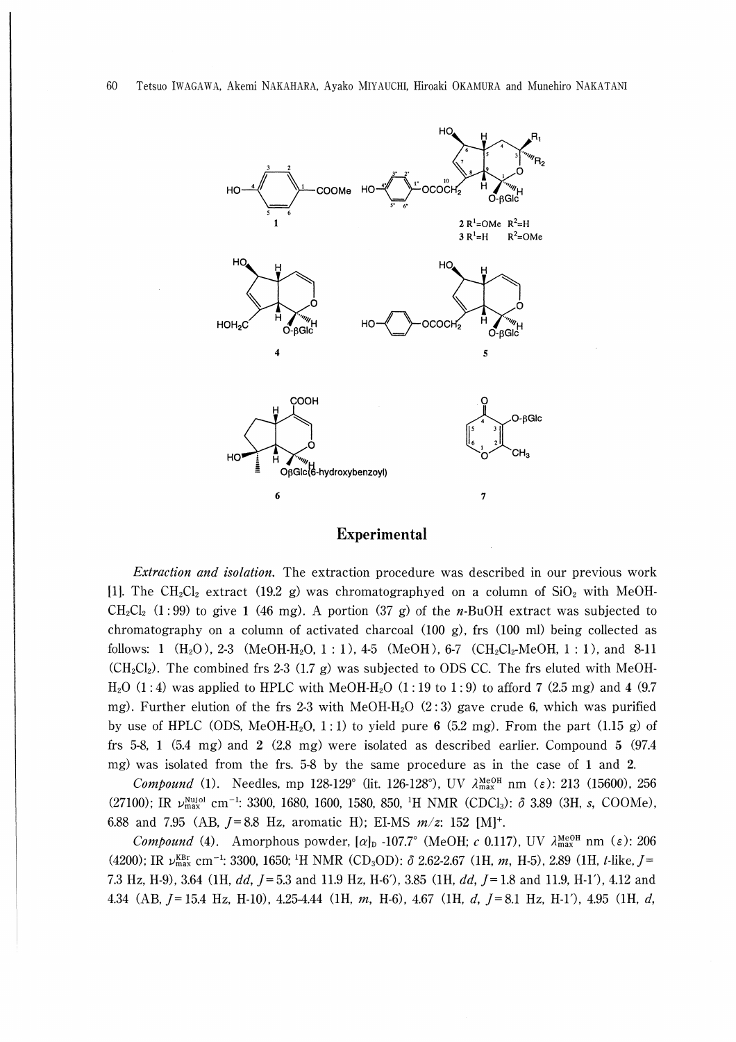## Experimental

*Extraction and isolation.* The extraction procedure was described in our previous work [1]. The $CH_2Cl_2$ extract (19.2 g) was chromatographyed on a column of $SiO_2$ with MeOH-$CH_2Cl_2$ (1 : 99) to give **1** (46 mg). A portion (37 g) of the *n*-BuOH extract was subjected to chromatography on a column of activated charcoal (100 g), frs (100 ml) being collected as follows: 1 ($H_2O$), 2-3 (MeOH-$H_2O$, 1 : 1), 4-5 (MeOH), 6-7 ($CH_2Cl_2$-MeOH, 1 : 1), and 8-11 ($CH_2Cl_2$). The combined frs 2-3 (1.7 g) was subjected to ODS CC. The frs eluted with MeOH-$H_2O$ (1 : 4) was applied to HPLC with MeOH-$H_2O$ (1 : 19 to 1 : 9) to afford **7** (2.5 mg) and **4** (9.7 mg). Further elution of the frs 2-3 with MeOH-$H_2O$ (2 : 3) gave crude **6**, which was purified by use of HPLC (ODS, MeOH-$H_2O$, 1 : 1) to yield pure **6** (5.2 mg). From the part (1.15 g) of frs 5-8, **1** (5.4 mg) and **2** (2.8 mg) were isolated as described earlier. Compound **5** (97.4 mg) was isolated from the frs. 5-8 by the same procedure as in the case of **1** and **2**.

*Compound* (**1**). Needles, mp 128-129° (lit. 126-128°), UV $\lambda_{max}^{MeOH}$ nm ($\varepsilon$): 213 (15600), 256 (27100); IR $\nu_{max}^{Nujol}$ $cm^{-1}$: 3300, 1680, 1600, 1580, 850, $^1H$ NMR ($CDCl_3$): $\delta$ 3.89 (3H, *s*, COOMe), 6.88 and 7.95 (AB, *J* = 8.8 Hz, aromatic H); EI-MS *m/z*: 152 $[M]^+$.

*Compound* (**4**). Amorphous powder, $[\alpha]_D$ -107.7° (MeOH; *c* 0.117), UV $\lambda_{max}^{MeOH}$ nm ($\varepsilon$): 206 (4200); IR $\nu_{max}^{KBr}$ $cm^{-1}$: 3300, 1650; $^1H$ NMR ($CD_3OD$): $\delta$ 2.62-2.67 (1H, *m*, H-5), 2.89 (1H, *t*-like, *J* = 7.3 Hz, H-9), 3.64 (1H, *dd*, *J* = 5.3 and 11.9 Hz, H-6′), 3.85 (1H, *dd*, *J* = 1.8 and 11.9, H-1′), 4.12 and 4.34 (AB, *J* = 15.4 Hz, H-10), 4.25-4.44 (1H, *m*, H-6), 4.67 (1H, *d*, *J* = 8.1 Hz, H-1′), 4.95 (1H, *d*,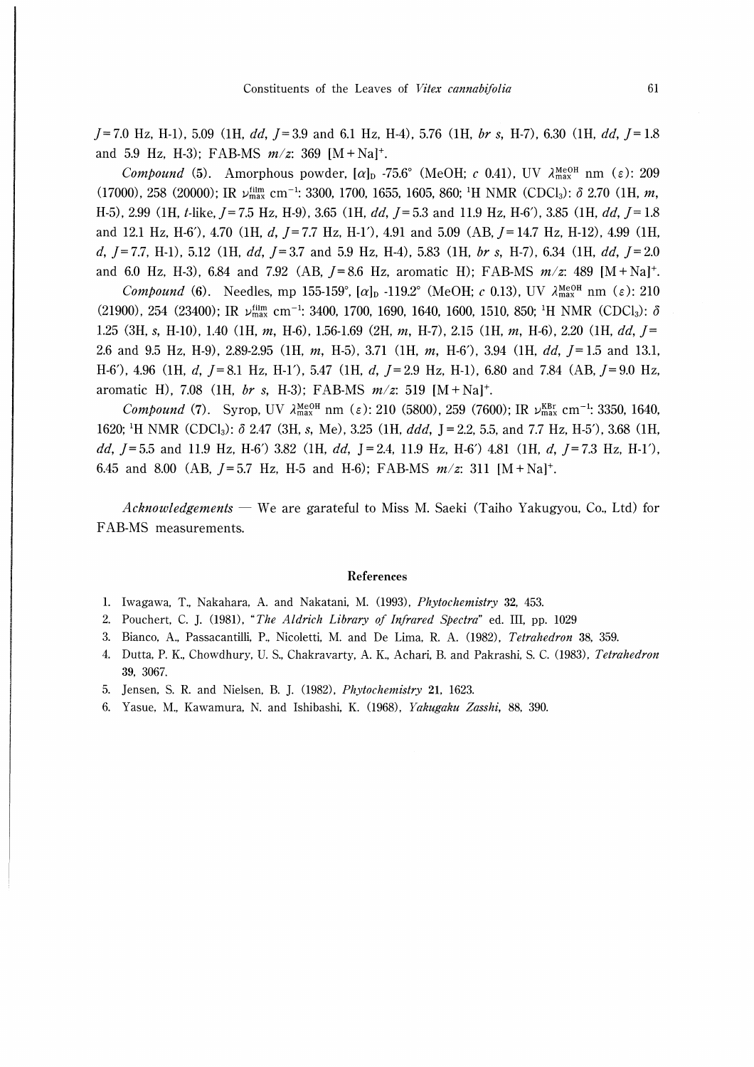$J=7.0$ Hz, H-1), 5.09 (1H, *dd*, $J=3.9$ and 6.1 Hz, H-4), 5.76 (1H, *br s*, H-7), 6.30 (1H, *dd*, $J=1.8$ and 5.9 Hz, H-3); FAB-MS *m/z*: 369 $[M+Na]^+$.

*Compound* (5). Amorphous powder, $[\alpha]_D$ -75.6° (MeOH; *c* 0.41), UV $\lambda_{max}^{MeOH}$ nm ($\varepsilon$): 209 (17000), 258 (20000); IR $\nu_{max}^{film}$ cm$^{-1}$: 3300, 1700, 1655, 1605, 860; $^1$H NMR ($CDCl_3$): $\delta$ 2.70 (1H, *m*, H-5), 2.99 (1H, *t*-like, $J=7.5$ Hz, H-9), 3.65 (1H, *dd*, $J=5.3$ and 11.9 Hz, H-6′), 3.85 (1H, *dd*, $J=1.8$ and 12.1 Hz, H-6′), 4.70 (1H, *d*, $J=7.7$ Hz, H-1′), 4.91 and 5.09 (AB, $J=14.7$ Hz, H-12), 4.99 (1H, *d*, $J=7.7$, H-1), 5.12 (1H, *dd*, $J=3.7$ and 5.9 Hz, H-4), 5.83 (1H, *br s*, H-7), 6.34 (1H, *dd*, $J=2.0$ and 6.0 Hz, H-3), 6.84 and 7.92 (AB, $J=8.6$ Hz, aromatic H); FAB-MS *m/z*: 489 $[M+Na]^+$.

*Compound* (6). Needles, mp 155-159°, $[\alpha]_D$ -119.2° (MeOH; *c* 0.13), UV $\lambda_{max}^{MeOH}$ nm ($\varepsilon$): 210 (21900), 254 (23400); IR $\nu_{max}^{film}$ cm$^{-1}$: 3400, 1700, 1690, 1640, 1600, 1510, 850; $^1$H NMR ($CDCl_3$): $\delta$ 1.25 (3H, *s*, H-10), 1.40 (1H, *m*, H-6), 1.56-1.69 (2H, *m*, H-7), 2.15 (1H, *m*, H-6), 2.20 (1H, *dd*, $J=2.6$ and 9.5 Hz, H-9), 2.89-2.95 (1H, *m*, H-5), 3.71 (1H, *m*, H-6′), 3.94 (1H, *dd*, $J=1.5$ and 13.1, H-6′), 4.96 (1H, *d*, $J=8.1$ Hz, H-1′), 5.47 (1H, *d*, $J=2.9$ Hz, H-1), 6.80 and 7.84 (AB, $J=9.0$ Hz, aromatic H), 7.08 (1H, *br s*, H-3); FAB-MS *m/z*: 519 $[M+Na]^+$.

*Compound* (7). Syrop, UV $\lambda_{max}^{MeOH}$ nm ($\varepsilon$): 210 (5800), 259 (7600); IR $\nu_{max}^{KBr}$ cm$^{-1}$: 3350, 1640, 1620; $^1$H NMR ($CDCl_3$): $\delta$ 2.47 (3H, *s*, Me), 3.25 (1H, *ddd*, J = 2.2, 5.5, and 7.7 Hz, H-5′), 3.68 (1H, *dd*, $J=5.5$ and 11.9 Hz, H-6′) 3.82 (1H, *dd*, J = 2.4, 11.9 Hz, H-6′) 4.81 (1H, *d*, $J=7.3$ Hz, H-1′), 6.45 and 8.00 (AB, $J=5.7$ Hz, H-5 and H-6); FAB-MS *m/z*: 311 $[M+Na]^+$.

*Acknowledgements* — We are garateful to Miss M. Saeki (Taiho Yakugyou, Co., Ltd) for FAB-MS measurements.

## References

1. Iwagawa, T., Nakahara, A. and Nakatani, M. (1993), *Phytochemistry* **32**, 453.
2. Pouchert, C. J. (1981), "*The Aldrich Library of Infrared Spectra*" ed. III, pp. 1029
3. Bianco, A., Passacantilli, P., Nicoletti, M. and De Lima, R. A. (1982), *Tetrahedron* **38**, 359.
4. Dutta, P. K., Chowdhury, U. S., Chakravarty, A. K., Achari, B. and Pakrashi, S. C. (1983), *Tetrahedron* **39**, 3067.
5. Jensen, S. R. and Nielsen, B. J. (1982), *Phytochemistry* **21**, 1623.
6. Yasue, M., Kawamura, N. and Ishibashi, K. (1968), *Yakugaku Zasshi*, **88**, 390.